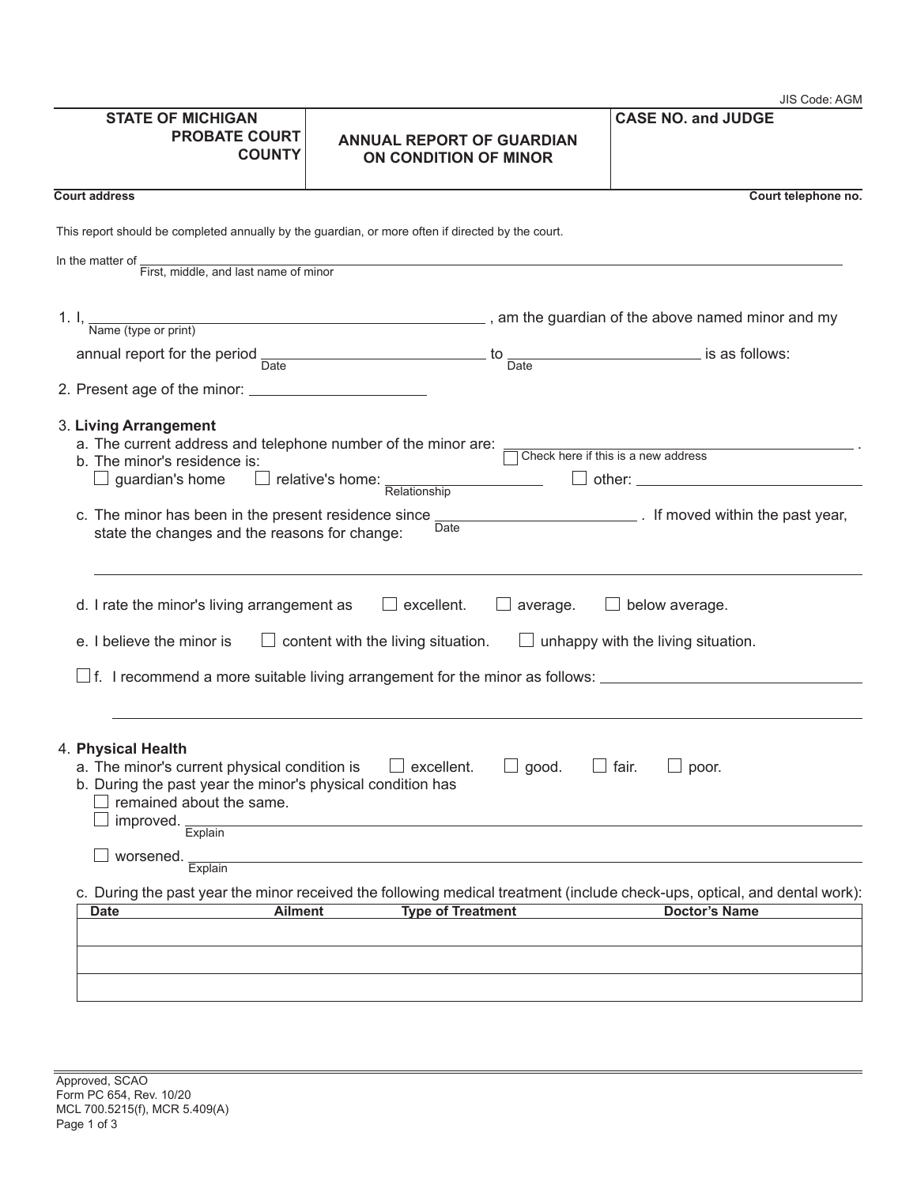JIS Code: AGM

| STATE OF MICHIGAN PROBATE COURT COUNTY | ANNUAL REPORT OF GUARDIAN ON CONDITION OF MINOR | CASE NO. and JUDGE |
|---|---|---|
| | | |

**Court address** **Court telephone no.**

This report should be completed annually by the guardian, or more often if directed by the court.

In the matter of ______________________________
First, middle, and last name of minor

1. I, ______________________________ , am the guardian of the above named minor and my
   Name (type or print)

   annual report for the period ____________ to ____________ is as follows:
   Date Date

2. Present age of the minor: ____________

3. **Living Arrangement**
   a. The current address and telephone number of the minor are: ______________________________ .
   ☐ Check here if this is a new address
   b. The minor's residence is:
   ☐ guardian's home ☐ relative's home: ____________ ☐ other: ____________
   Relationship

   c. The minor has been in the present residence since ____________ . If moved within the past year, state the changes and the reasons for change:
   Date

   ______________________________

   d. I rate the minor's living arrangement as ☐ excellent. ☐ average. ☐ below average.

   e. I believe the minor is ☐ content with the living situation. ☐ unhappy with the living situation.

   ☐ f. I recommend a more suitable living arrangement for the minor as follows: ______________________________

   ______________________________

4. **Physical Health**
   a. The minor's current physical condition is ☐ excellent. ☐ good. ☐ fair. ☐ poor.
   b. During the past year the minor's physical condition has
   ☐ remained about the same.
   ☐ improved. ______________________________
   Explain
   ☐ worsened. ______________________________
   Explain

   c. During the past year the minor received the following medical treatment (include check-ups, optical, and dental work):

| Date | Ailment | Type of Treatment | Doctor's Name |
|---|---|---|---|
| | | | |
| | | | |
| | | | |

Approved, SCAO
Form PC 654, Rev. 10/20
MCL 700.5215(f), MCR 5.409(A)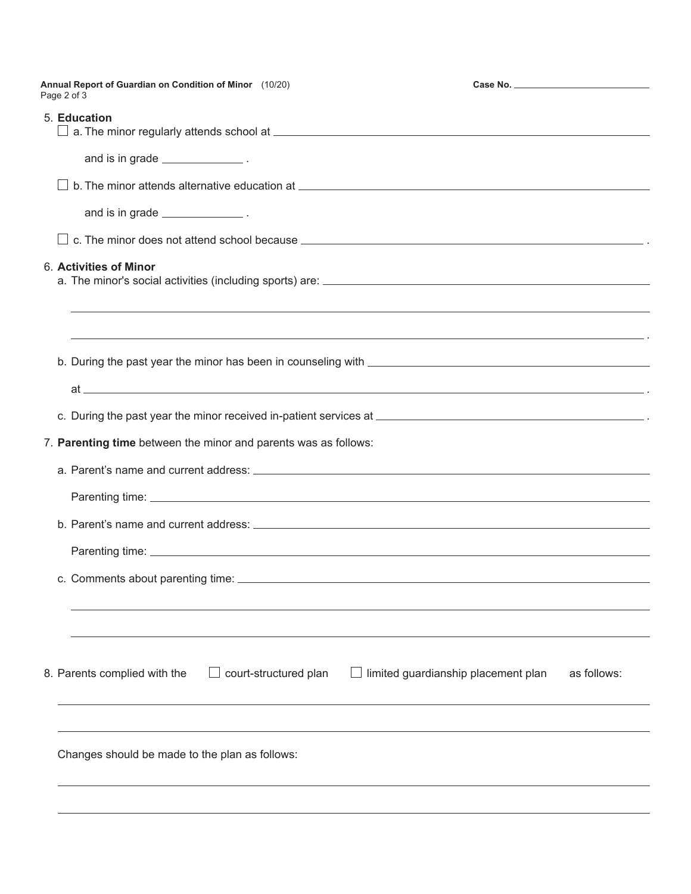5. **Education**
   - ☐ a. The minor regularly attends school at ______________________________________________

     and is in grade ______________ .

   - ☐ b. The minor attends alternative education at ______________________________________________

     and is in grade ______________ .

   - ☐ c. The minor does not attend school because ______________________________________________ .

6. **Activities of Minor**

   a. The minor's social activities (including sports) are: ______________________________________________

   ______________________________________________

   ______________________________________________ .

   b. During the past year the minor has been in counseling with ______________________________________________

   at ______________________________________________ .

   c. During the past year the minor received in-patient services at ______________________________________________ .

7. **Parenting time** between the minor and parents was as follows:

   a. Parent's name and current address: ______________________________________________

   Parenting time: ______________________________________________

   b. Parent's name and current address: ______________________________________________

   Parenting time: ______________________________________________

   c. Comments about parenting time: ______________________________________________

   ______________________________________________

   ______________________________________________

8. Parents complied with the ☐ court-structured plan ☐ limited guardianship placement plan as follows:

   ______________________________________________

   ______________________________________________

   Changes should be made to the plan as follows:

   ______________________________________________

   ______________________________________________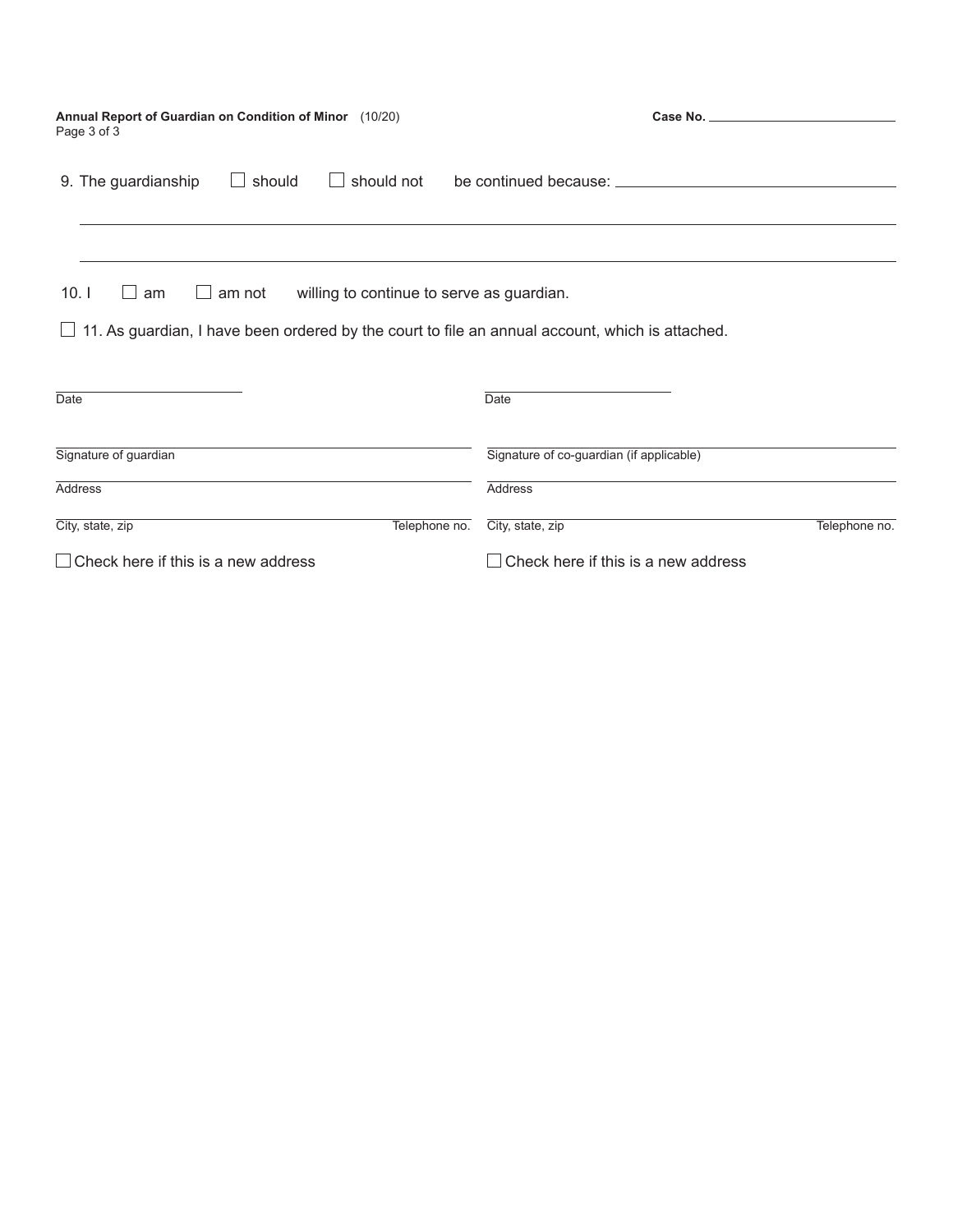9. The guardianship ☐ should ☐ should not be continued because: ______________________________

_______________________________________________________________________________

_______________________________________________________________________________

10. I ☐ am ☐ am not willing to continue to serve as guardian.

☐ 11. As guardian, I have been ordered by the court to file an annual account, which is attached.

______________________
Date

______________________________________
Signature of guardian

______________________________________
Address

______________________________________
City, state, zip — Telephone no.

☐ Check here if this is a new address

______________________
Date

______________________________________
Signature of co-guardian (if applicable)

______________________________________
Address

______________________________________
City, state, zip — Telephone no.

☐ Check here if this is a new address